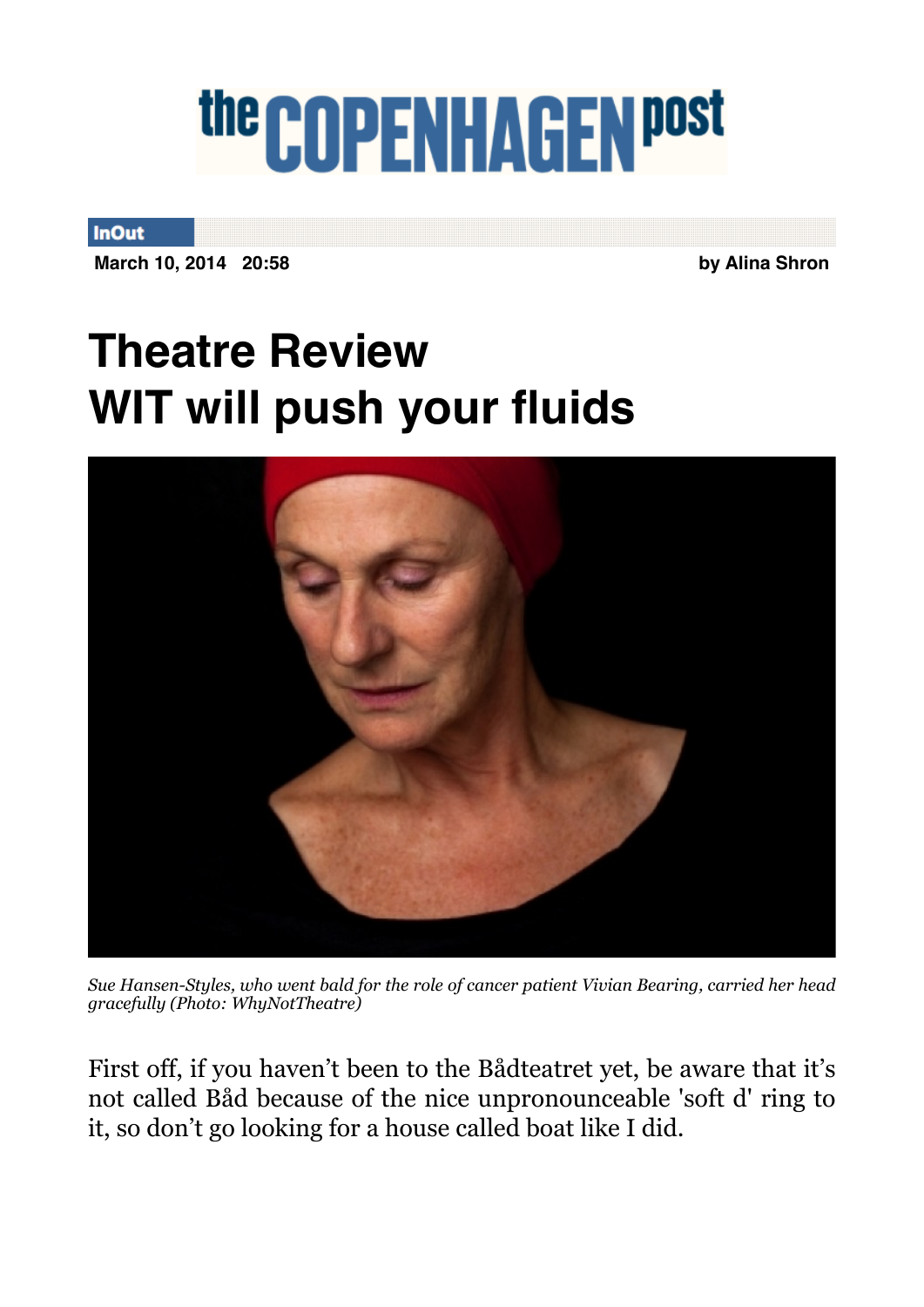# the COPENHAGEN post

**InOut**

**March 10, 2014 20:58** **by Alina Shron**

## Theatre Review
## WIT will push your fluids

*Sue Hansen-Styles, who went bald for the role of cancer patient Vivian Bearing, carried her head gracefully (Photo: WhyNotTheatre)*

First off, if you haven't been to the Bådteatret yet, be aware that it's not called Båd because of the nice unpronounceable 'soft d' ring to it, so don't go looking for a house called boat like I did.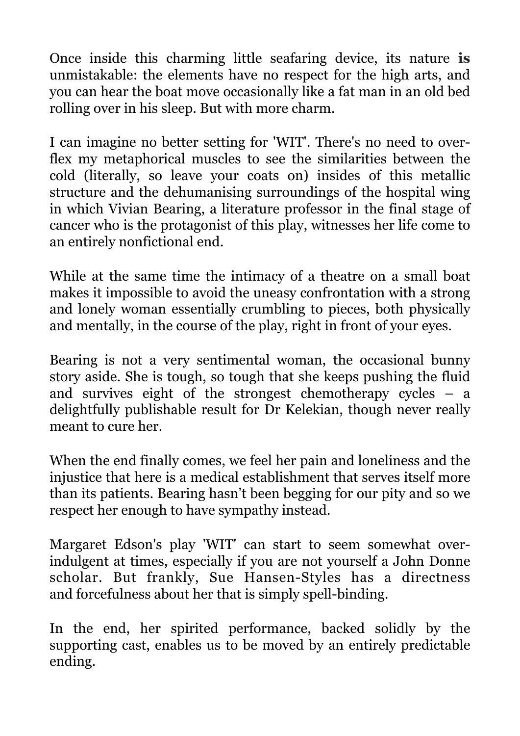Once inside this charming little seafaring device, its nature **is** unmistakable: the elements have no respect for the high arts, and you can hear the boat move occasionally like a fat man in an old bed rolling over in his sleep. But with more charm.

I can imagine no better setting for 'WIT'. There's no need to over-flex my metaphorical muscles to see the similarities between the cold (literally, so leave your coats on) insides of this metallic structure and the dehumanising surroundings of the hospital wing in which Vivian Bearing, a literature professor in the final stage of cancer who is the protagonist of this play, witnesses her life come to an entirely nonfictional end.

While at the same time the intimacy of a theatre on a small boat makes it impossible to avoid the uneasy confrontation with a strong and lonely woman essentially crumbling to pieces, both physically and mentally, in the course of the play, right in front of your eyes.

Bearing is not a very sentimental woman, the occasional bunny story aside. She is tough, so tough that she keeps pushing the fluid and survives eight of the strongest chemotherapy cycles – a delightfully publishable result for Dr Kelekian, though never really meant to cure her.

When the end finally comes, we feel her pain and loneliness and the injustice that here is a medical establishment that serves itself more than its patients. Bearing hasn't been begging for our pity and so we respect her enough to have sympathy instead.

Margaret Edson's play 'WIT' can start to seem somewhat over-indulgent at times, especially if you are not yourself a John Donne scholar. But frankly, Sue Hansen-Styles has a directness and forcefulness about her that is simply spell-binding.

In the end, her spirited performance, backed solidly by the supporting cast, enables us to be moved by an entirely predictable ending.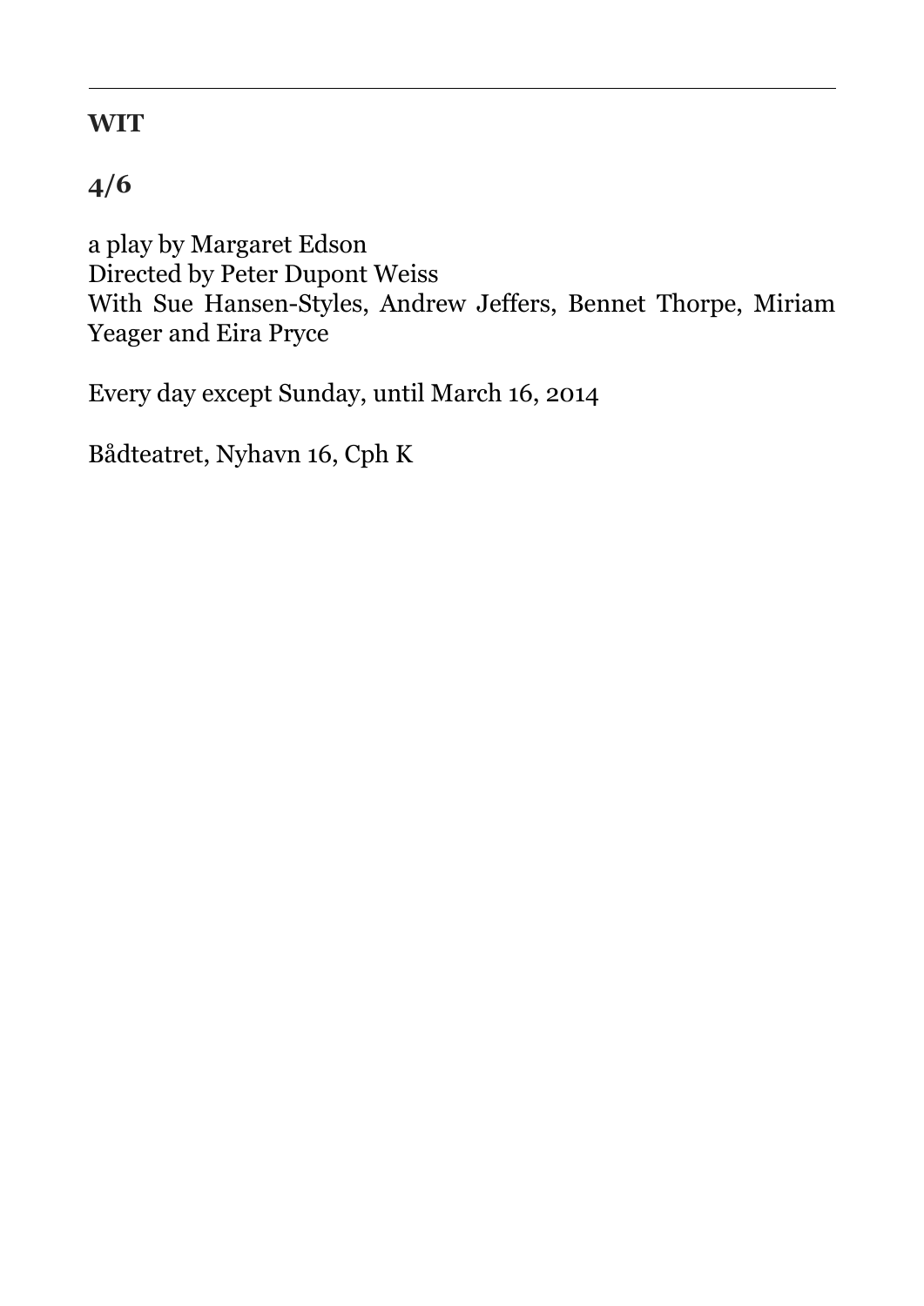**WIT**

**4/6**

a play by Margaret Edson
Directed by Peter Dupont Weiss
With Sue Hansen-Styles, Andrew Jeffers, Bennet Thorpe, Miriam Yeager and Eira Pryce

Every day except Sunday, until March 16, 2014

Bådteatret, Nyhavn 16, Cph K